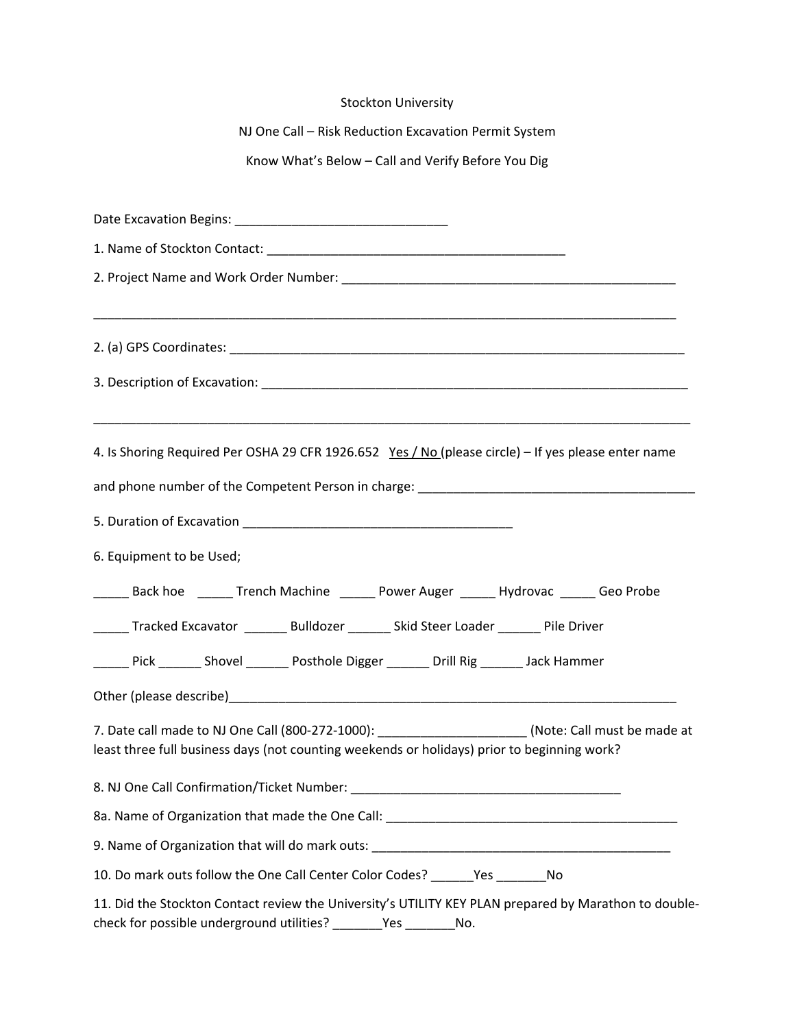Stockton University

NJ One Call – Risk Reduction Excavation Permit System

Know What's Below – Call and Verify Before You Dig

Date Excavation Begins: ______________________________

1. Name of Stockton Contact: __________________________________________

2. Project Name and Work Order Number: ________________________________________________

_____________________________________________________________________________________

2. (a) GPS Coordinates: ____________________________________________________________________

3. Description of Excavation: ______________________________________________________________

_____________________________________________________________________________________

4. Is Shoring Required Per OSHA 29 CFR 1926.652 Yes / No (please circle) – If yes please enter name and phone number of the Competent Person in charge: ________________________________________

5. Duration of Excavation ______________________________________

6. Equipment to be Used;

_____ Back hoe _____ Trench Machine _____ Power Auger _____ Hydrovac _____ Geo Probe

_____ Tracked Excavator ______ Bulldozer ______ Skid Steer Loader ______ Pile Driver

_____ Pick ______ Shovel ______ Posthole Digger ______ Drill Rig ______ Jack Hammer

Other (please describe)_________________________________________________________________

7. Date call made to NJ One Call (800-272-1000): _____________________ (Note: Call must be made at least three full business days (not counting weekends or holidays) prior to beginning work?

8. NJ One Call Confirmation/Ticket Number: ______________________________________

8a. Name of Organization that made the One Call: __________________________________________

9. Name of Organization that will do mark outs: ____________________________________________

10. Do mark outs follow the One Call Center Color Codes? ______Yes _______No

11. Did the Stockton Contact review the University's UTILITY KEY PLAN prepared by Marathon to double-check for possible underground utilities? _______Yes _______No.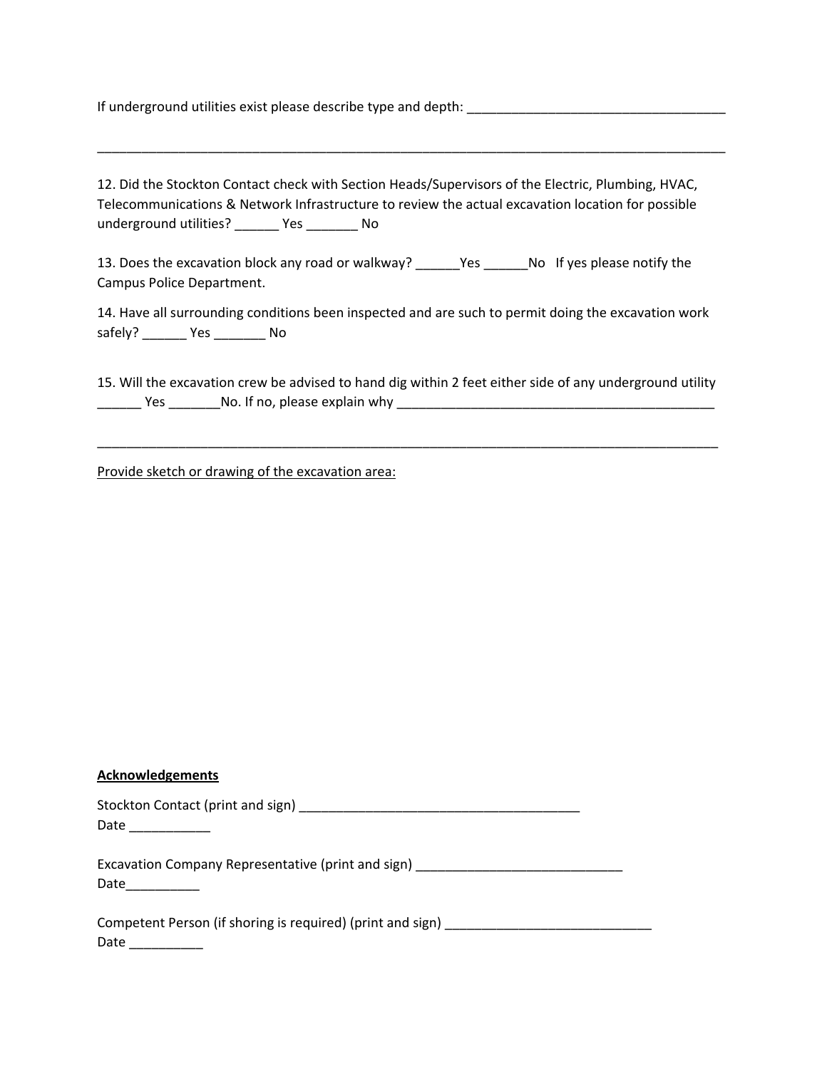If underground utilities exist please describe type and depth: ___________________________________

___________________________________________________________________________________________

12. Did the Stockton Contact check with Section Heads/Supervisors of the Electric, Plumbing, HVAC, Telecommunications & Network Infrastructure to review the actual excavation location for possible underground utilities? ______ Yes _______ No

13. Does the excavation block any road or walkway? ______Yes ______No If yes please notify the Campus Police Department.

14. Have all surrounding conditions been inspected and are such to permit doing the excavation work safely? ______ Yes _______ No

15. Will the excavation crew be advised to hand dig within 2 feet either side of any underground utility ______ Yes _______No. If no, please explain why ____________________________________________

___________________________________________________________________________________________

Provide sketch or drawing of the excavation area:

**Acknowledgements**

Stockton Contact (print and sign) _______________________________________
Date ___________

Excavation Company Representative (print and sign) ____________________________
Date__________

Competent Person (if shoring is required) (print and sign) ____________________________
Date __________